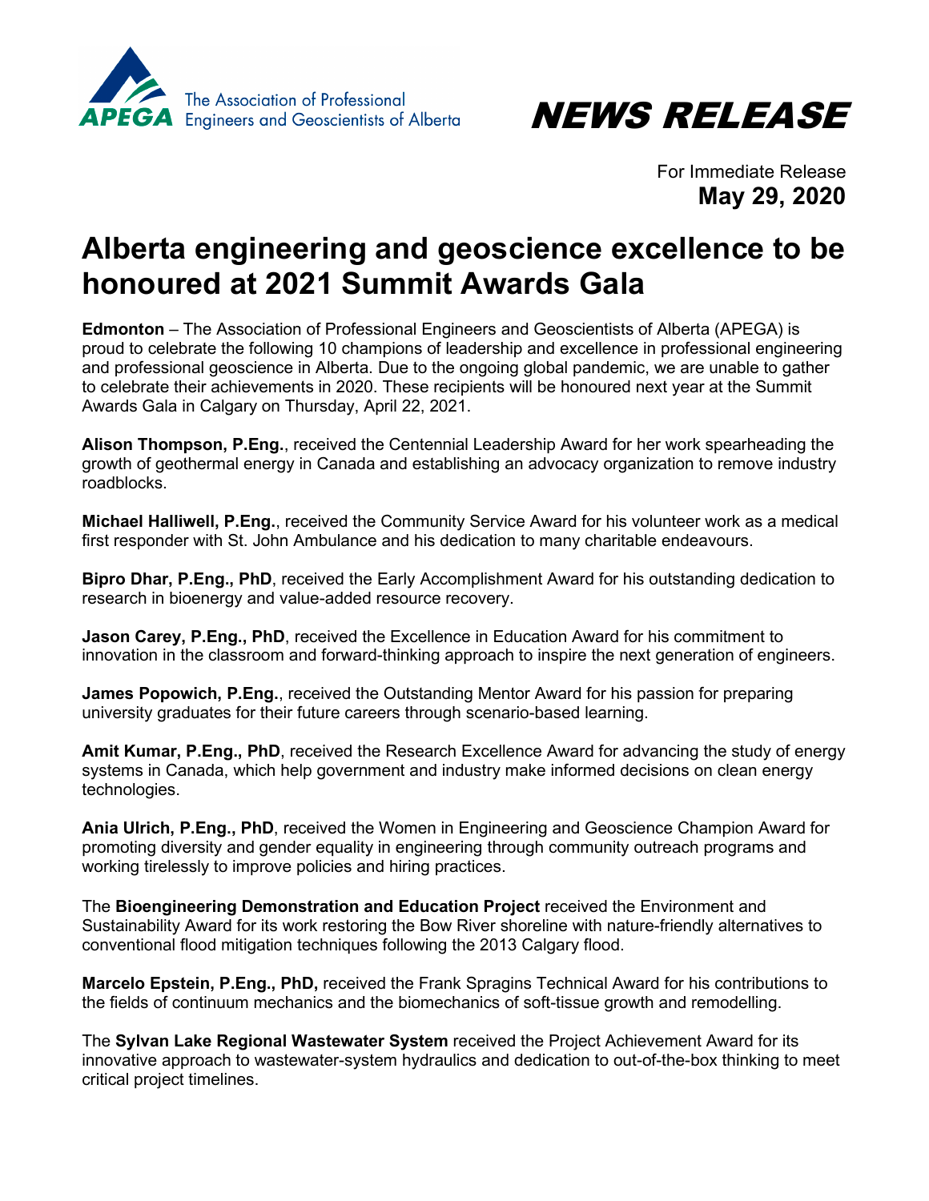APEGA The Association of Professional Engineers and Geoscientists of Alberta

# *NEWS RELEASE*

For Immediate Release
**May 29, 2020**

# Alberta engineering and geoscience excellence to be honoured at 2021 Summit Awards Gala

**Edmonton** – The Association of Professional Engineers and Geoscientists of Alberta (APEGA) is proud to celebrate the following 10 champions of leadership and excellence in professional engineering and professional geoscience in Alberta. Due to the ongoing global pandemic, we are unable to gather to celebrate their achievements in 2020. These recipients will be honoured next year at the Summit Awards Gala in Calgary on Thursday, April 22, 2021.

**Alison Thompson, P.Eng.**, received the Centennial Leadership Award for her work spearheading the growth of geothermal energy in Canada and establishing an advocacy organization to remove industry roadblocks.

**Michael Halliwell, P.Eng.**, received the Community Service Award for his volunteer work as a medical first responder with St. John Ambulance and his dedication to many charitable endeavours.

**Bipro Dhar, P.Eng., PhD**, received the Early Accomplishment Award for his outstanding dedication to research in bioenergy and value-added resource recovery.

**Jason Carey, P.Eng., PhD**, received the Excellence in Education Award for his commitment to innovation in the classroom and forward-thinking approach to inspire the next generation of engineers.

**James Popowich, P.Eng.**, received the Outstanding Mentor Award for his passion for preparing university graduates for their future careers through scenario-based learning.

**Amit Kumar, P.Eng., PhD**, received the Research Excellence Award for advancing the study of energy systems in Canada, which help government and industry make informed decisions on clean energy technologies.

**Ania Ulrich, P.Eng., PhD**, received the Women in Engineering and Geoscience Champion Award for promoting diversity and gender equality in engineering through community outreach programs and working tirelessly to improve policies and hiring practices.

The **Bioengineering Demonstration and Education Project** received the Environment and Sustainability Award for its work restoring the Bow River shoreline with nature-friendly alternatives to conventional flood mitigation techniques following the 2013 Calgary flood.

**Marcelo Epstein, P.Eng., PhD,** received the Frank Spragins Technical Award for his contributions to the fields of continuum mechanics and the biomechanics of soft-tissue growth and remodelling.

The **Sylvan Lake Regional Wastewater System** received the Project Achievement Award for its innovative approach to wastewater-system hydraulics and dedication to out-of-the-box thinking to meet critical project timelines.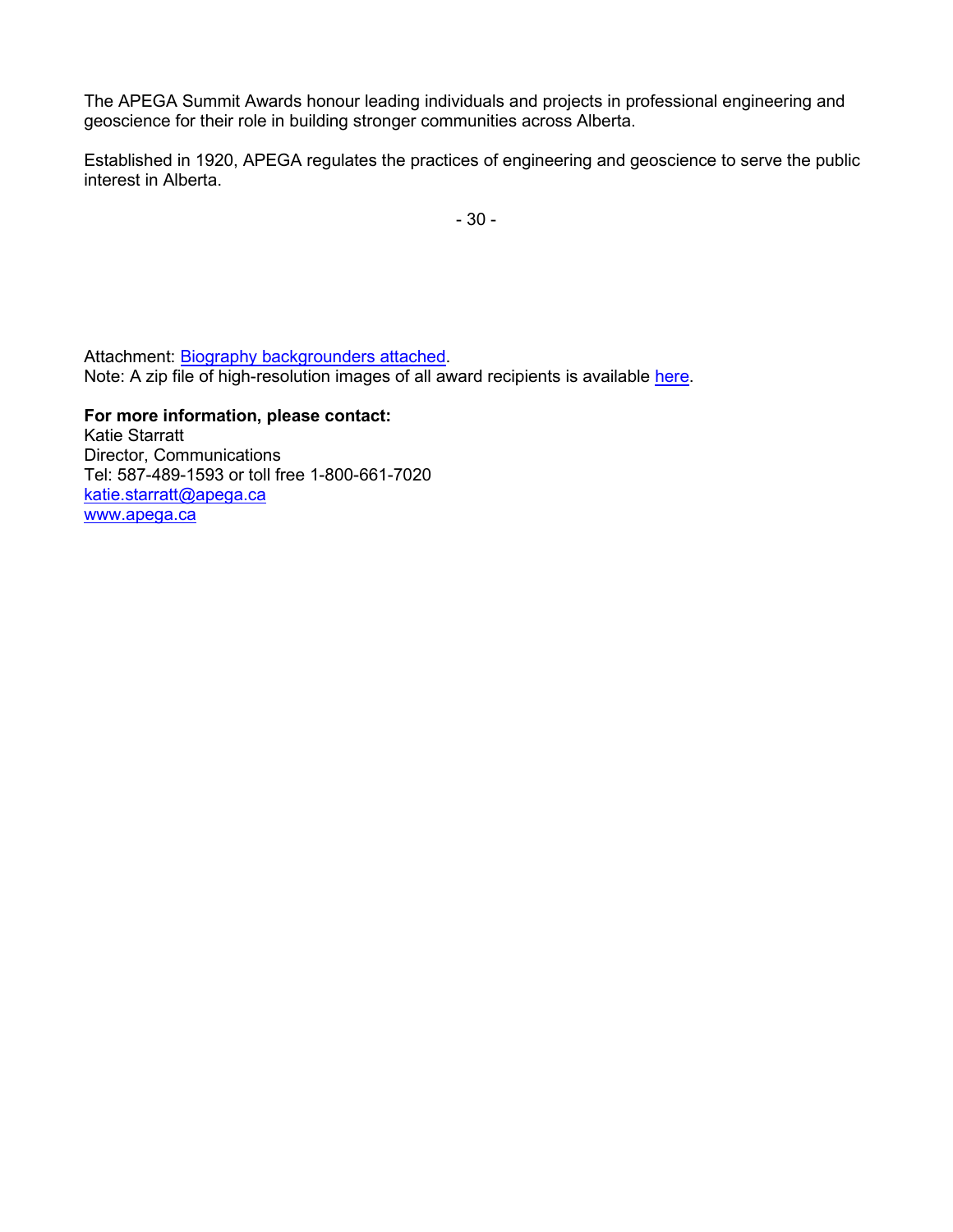The APEGA Summit Awards honour leading individuals and projects in professional engineering and geoscience for their role in building stronger communities across Alberta.

Established in 1920, APEGA regulates the practices of engineering and geoscience to serve the public interest in Alberta.

- 30 -

Attachment: Biography backgrounders attached.
Note: A zip file of high-resolution images of all award recipients is available here.

**For more information, please contact:**
Katie Starratt
Director, Communications
Tel: 587-489-1593 or toll free 1-800-661-7020
katie.starratt@apega.ca
www.apega.ca